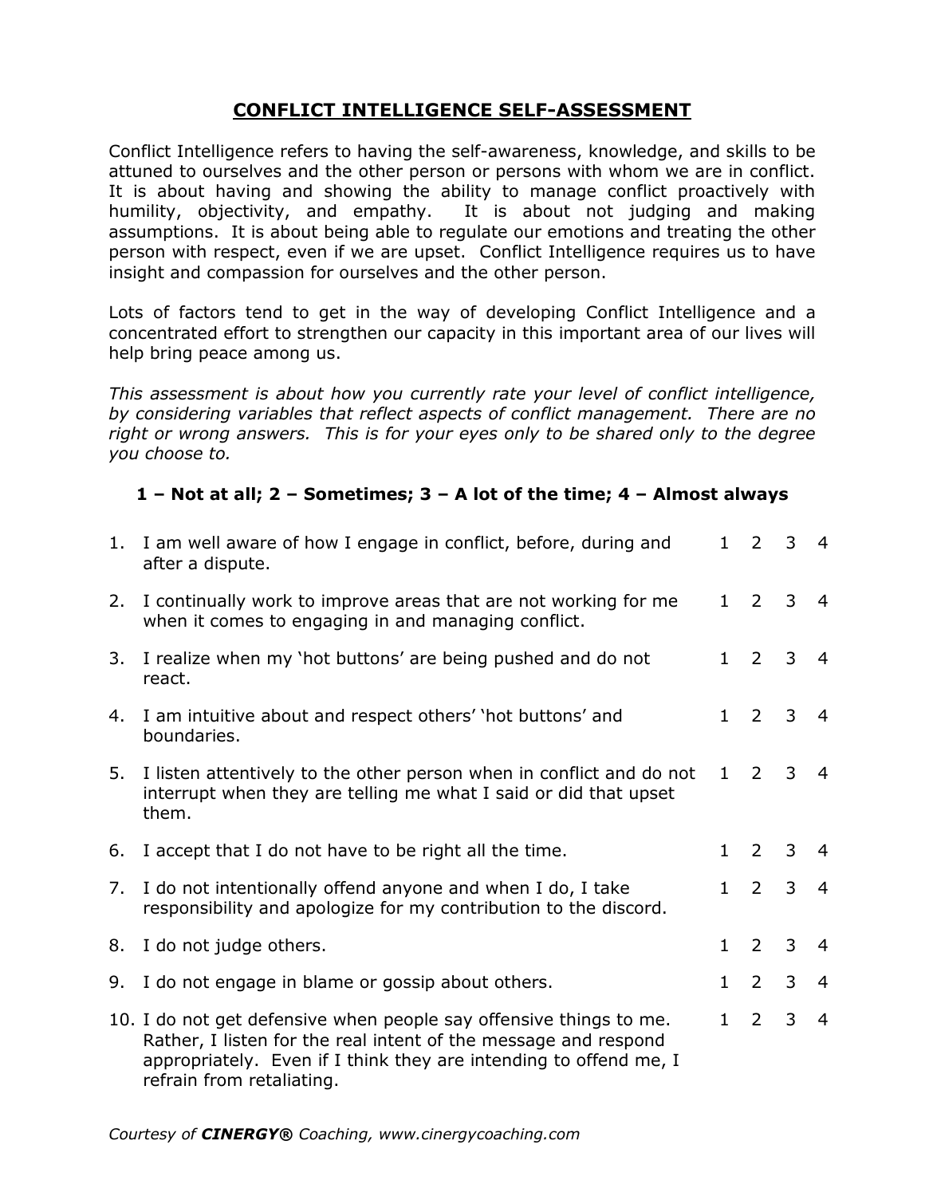# CONFLICT INTELLIGENCE SELF-ASSESSMENT

Conflict Intelligence refers to having the self-awareness, knowledge, and skills to be attuned to ourselves and the other person or persons with whom we are in conflict. It is about having and showing the ability to manage conflict proactively with humility, objectivity, and empathy. It is about not judging and making assumptions. It is about being able to regulate our emotions and treating the other person with respect, even if we are upset. Conflict Intelligence requires us to have insight and compassion for ourselves and the other person.

Lots of factors tend to get in the way of developing Conflict Intelligence and a concentrated effort to strengthen our capacity in this important area of our lives will help bring peace among us.

*This assessment is about how you currently rate your level of conflict intelligence, by considering variables that reflect aspects of conflict management. There are no right or wrong answers. This is for your eyes only to be shared only to the degree you choose to.*

**1 – Not at all; 2 – Sometimes; 3 – A lot of the time; 4 – Almost always**

| | Statement | | | | |
|---|---|---|---|---|---|
| 1. | I am well aware of how I engage in conflict, before, during and after a dispute. | 1 | 2 | 3 | 4 |
| 2. | I continually work to improve areas that are not working for me when it comes to engaging in and managing conflict. | 1 | 2 | 3 | 4 |
| 3. | I realize when my 'hot buttons' are being pushed and do not react. | 1 | 2 | 3 | 4 |
| 4. | I am intuitive about and respect others' 'hot buttons' and boundaries. | 1 | 2 | 3 | 4 |
| 5. | I listen attentively to the other person when in conflict and do not interrupt when they are telling me what I said or did that upset them. | 1 | 2 | 3 | 4 |
| 6. | I accept that I do not have to be right all the time. | 1 | 2 | 3 | 4 |
| 7. | I do not intentionally offend anyone and when I do, I take responsibility and apologize for my contribution to the discord. | 1 | 2 | 3 | 4 |
| 8. | I do not judge others. | 1 | 2 | 3 | 4 |
| 9. | I do not engage in blame or gossip about others. | 1 | 2 | 3 | 4 |
| 10. | I do not get defensive when people say offensive things to me. Rather, I listen for the real intent of the message and respond appropriately. Even if I think they are intending to offend me, I refrain from retaliating. | 1 | 2 | 3 | 4 |

*Courtesy of **CINERGY®** Coaching, www.cinergycoaching.com*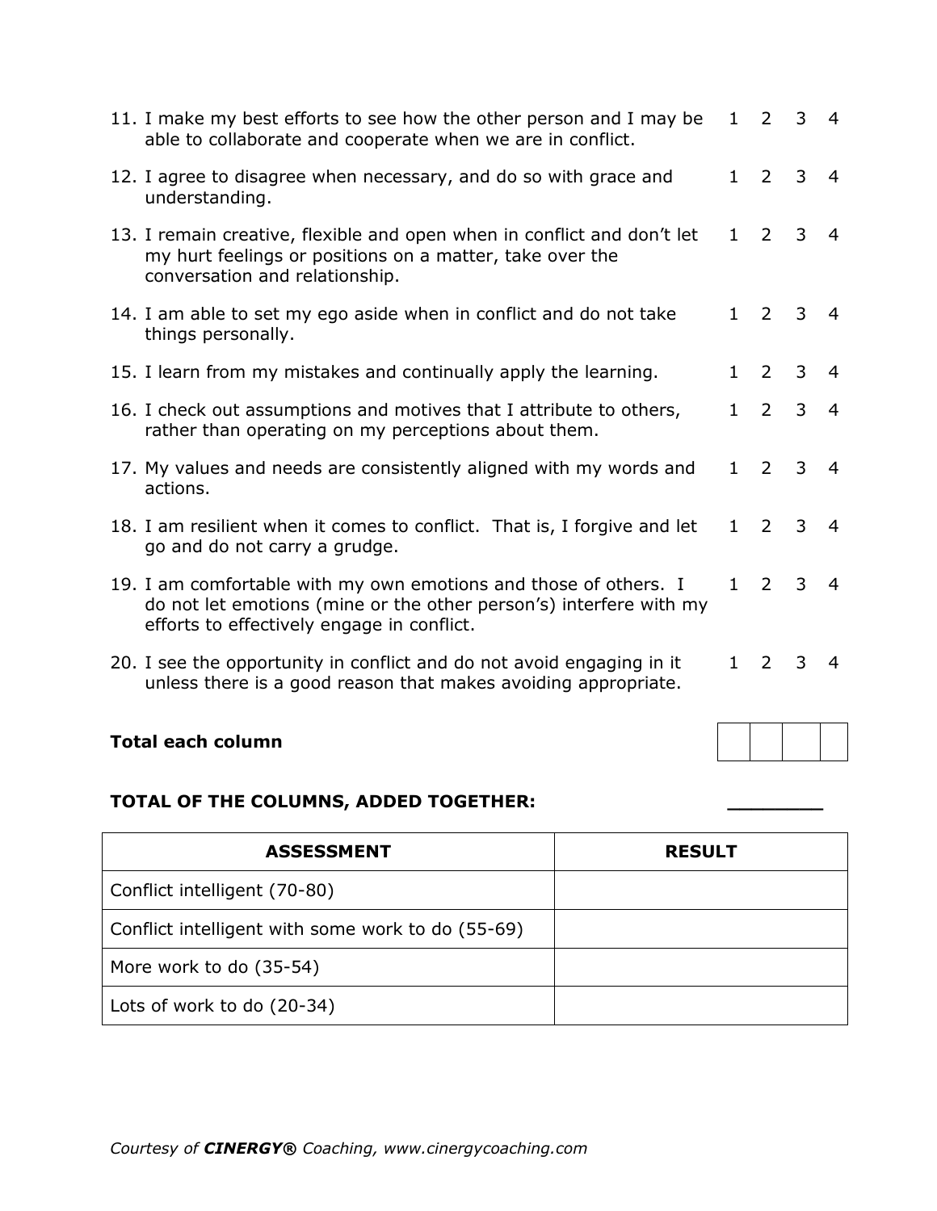11. I make my best efforts to see how the other person and I may be able to collaborate and cooperate when we are in conflict. 1 2 3 4

12. I agree to disagree when necessary, and do so with grace and understanding. 1 2 3 4

13. I remain creative, flexible and open when in conflict and don't let my hurt feelings or positions on a matter, take over the conversation and relationship. 1 2 3 4

14. I am able to set my ego aside when in conflict and do not take things personally. 1 2 3 4

15. I learn from my mistakes and continually apply the learning. 1 2 3 4

16. I check out assumptions and motives that I attribute to others, rather than operating on my perceptions about them. 1 2 3 4

17. My values and needs are consistently aligned with my words and actions. 1 2 3 4

18. I am resilient when it comes to conflict. That is, I forgive and let go and do not carry a grudge. 1 2 3 4

19. I am comfortable with my own emotions and those of others. I do not let emotions (mine or the other person's) interfere with my efforts to effectively engage in conflict. 1 2 3 4

20. I see the opportunity in conflict and do not avoid engaging in it unless there is a good reason that makes avoiding appropriate. 1 2 3 4

**Total each column**

| | | | |
|---|---|---|---|
| | | | |

**TOTAL OF THE COLUMNS, ADDED TOGETHER:** ________

| ASSESSMENT | RESULT |
|---|---|
| Conflict intelligent (70-80) | |
| Conflict intelligent with some work to do (55-69) | |
| More work to do (35-54) | |
| Lots of work to do (20-34) | |

*Courtesy of **CINERGY®** Coaching, www.cinergycoaching.com*